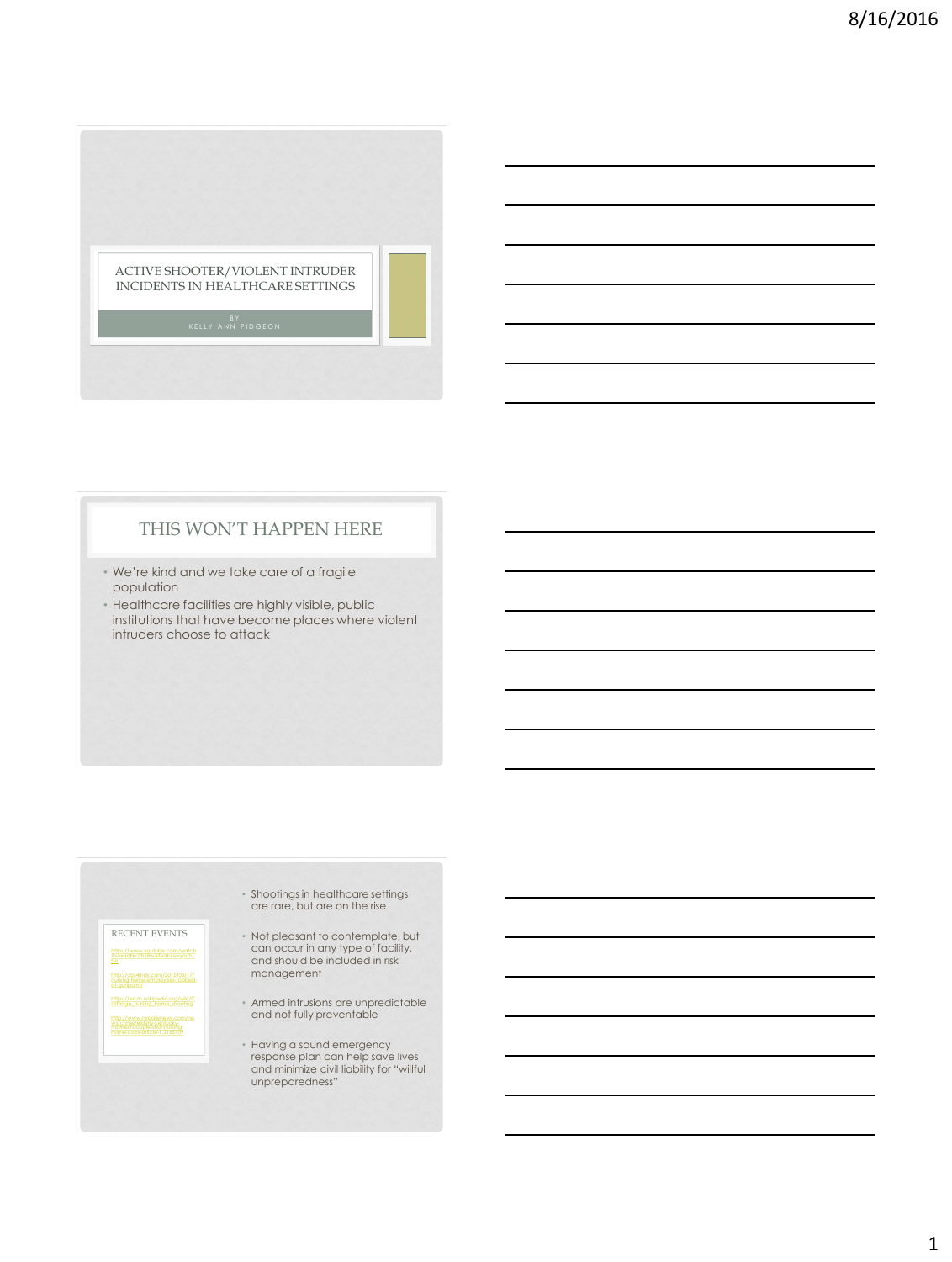# ACTIVE SHOOTER/VIOLENT INTRUDER INCIDENTS IN HEALTHCARE SETTINGS

BY
KELLY ANN PIDGEON

## THIS WON'T HAPPEN HERE

- We're kind and we take care of a fragile population
- Healthcare facilities are highly visible, public institutions that have become places where violent intruders choose to attack

## RECENT EVENTS

https://www.youtube.com/watch?v=eqhLJtH1Rw&feature=youtu.be

http://cbs4indy.com/2015/03/17/nursing-home-employees-robbed-at-gunpoint/

https://en.m.wikipedia.org/wiki/Carthage_nursing_home_shooting

http://www.rrdailynews.com/news/...-nursing-home-cops-article-1.4165939

- Shootings in healthcare settings are rare, but are on the rise
- Not pleasant to contemplate, but can occur in any type of facility, and should be included in risk management
- Armed intrusions are unpredictable and not fully preventable
- Having a sound emergency response plan can help save lives and minimize civil liability for "willful unpreparedness"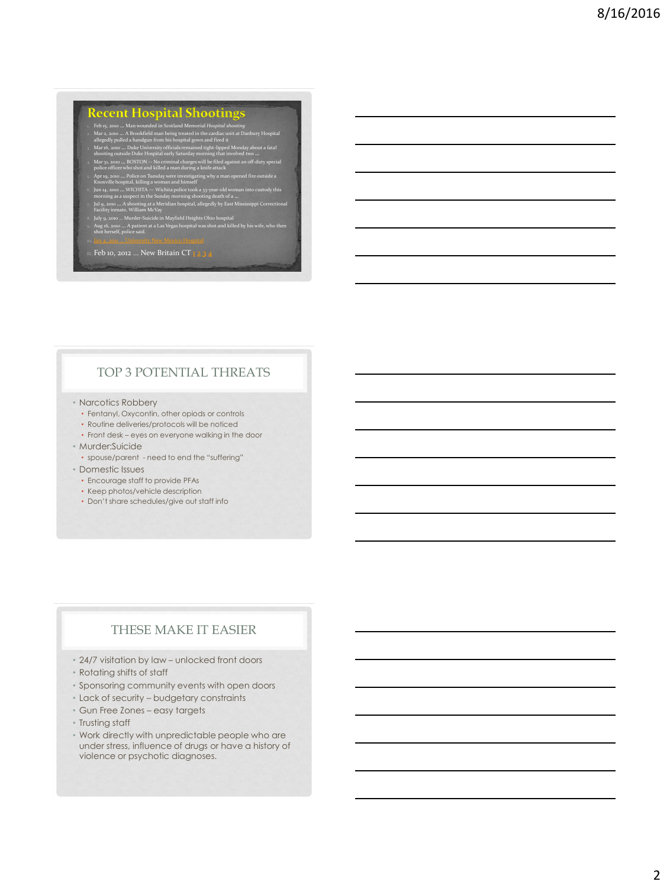## Recent Hospital Shootings

1. Feb 15, 2010 … Man wounded in Scotland Memorial *Hospital shooting*
2. Mar 2, 2010 … A Brookfield man being treated in the cardiac unit at Danbury Hospital allegedly pulled a handgun from his hospital gown and fired it
3. Mar 16, 2010 … Duke University officials remained tight-lipped Monday about a fatal shooting outside Duke Hospital early Saturday morning that involved two …
4. Mar 31, 2010 … BOSTON -- No criminal charges will be filed against an off-duty special police officer who shot and killed a man during a knife attack
5. Apr 19, 2010 … Police on Tuesday were investigating why a man opened fire outside a Knoxville hospital, killing a woman and himself
6. Jun 14, 2010 … WICHITA — Wichita police took a 33-year-old woman into custody this morning as a suspect in the Sunday morning shooting death of a …
7. Jul 9, 2010 … A shooting at a Meridian hospital, allegedly by East Mississippi Correctional Facility inmate, William McVay
8. July 9, 2010 … Murder-Suicide in Mayfield Heights Ohio hospital
9. Aug 16, 2010 … A patient at a Las Vegas hospital was shot and killed by his wife, who then shot herself, police said.
10. Jan 4, 2010 … University New Mexico Hospital
11. Feb 10, 2012 … New Britain CT 1 2 3 4

## TOP 3 POTENTIAL THREATS

- Narcotics Robbery
  - Fentanyl, Oxycontin, other opiods or controls
  - Routine deliveries/protocols will be noticed
  - Front desk – eyes on everyone walking in the door
- Murder:Suicide
  - spouse/parent - need to end the "suffering"
- Domestic Issues
  - Encourage staff to provide PFAs
  - Keep photos/vehicle description
  - Don't share schedules/give out staff info

## THESE MAKE IT EASIER

- 24/7 visitation by law – unlocked front doors
- Rotating shifts of staff
- Sponsoring community events with open doors
- Lack of security – budgetary constraints
- Gun Free Zones – easy targets
- Trusting staff
- Work directly with unpredictable people who are under stress, influence of drugs or have a history of violence or psychotic diagnoses.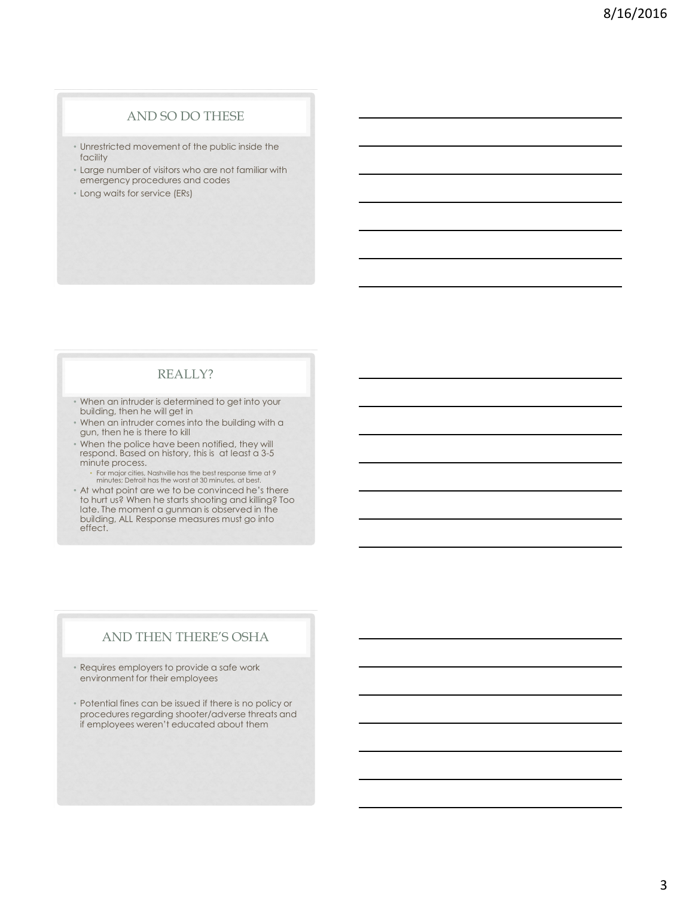## AND SO DO THESE

- Unrestricted movement of the public inside the facility
- Large number of visitors who are not familiar with emergency procedures and codes
- Long waits for service (ERs)

## REALLY?

- When an intruder is determined to get into your building, then he will get in
- When an intruder comes into the building with a gun, then he is there to kill
- When the police have been notified, they will respond. Based on history, this is at least a 3-5 minute process.
  - For major cities, Nashville has the best response time at 9 minutes; Detroit has the worst at 30 minutes, at best.
- At what point are we to be convinced he's there to hurt us? When he starts shooting and killing? Too late. The moment a gunman is observed in the building, ALL Response measures must go into effect.

## AND THEN THERE'S OSHA

- Requires employers to provide a safe work environment for their employees
- Potential fines can be issued if there is no policy or procedures regarding shooter/adverse threats and if employees weren't educated about them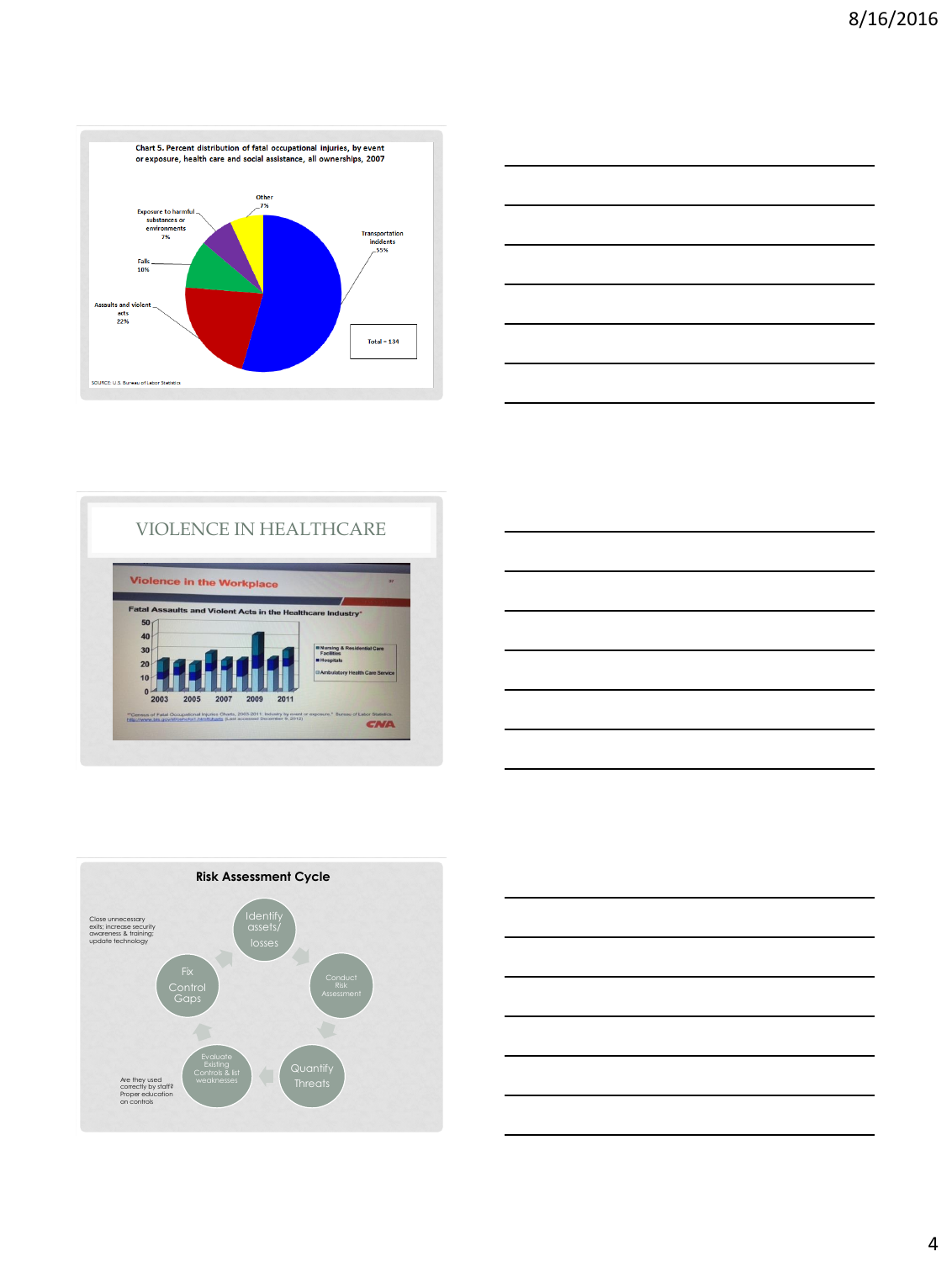**Chart 5. Percent distribution of fatal occupational injuries, by event or exposure, health care and social assistance, all ownerships, 2007**

- Transportation incidents 55%
- Assaults and violent acts 22%
- Falls 10%
- Exposure to harmful substances or environments 7%
- Other 7%

Total = 134

SOURCE: U.S. Bureau of Labor Statistics

## VIOLENCE IN HEALTHCARE

**Violence in the Workplace**

Fatal Assaults and Violent Acts in the Healthcare Industry*

Legend: Nursing & Residential Care Facilities; Hospitals; Ambulatory Health Care Service

Years: 2003, 2005, 2007, 2009, 2011

*Census of Fatal Occupational Injuries Charts, 2003-2011: Industry by event or exposure," Bureau of Labor Statistics. http://www.bls.gov/iif/oshwc/cfoi.htm#charts (Last accessed December 6, 2012)

CNA

## Risk Assessment Cycle

- Identify assets/ losses
- Conduct Risk Assessment
- Quantify Threats
- Evaluate Existing Controls & list weaknesses
  - Are they used correctly by staff? Proper education on controls
- Fix Control Gaps
  - Close unnecessary exits; increase security awareness & training; update technology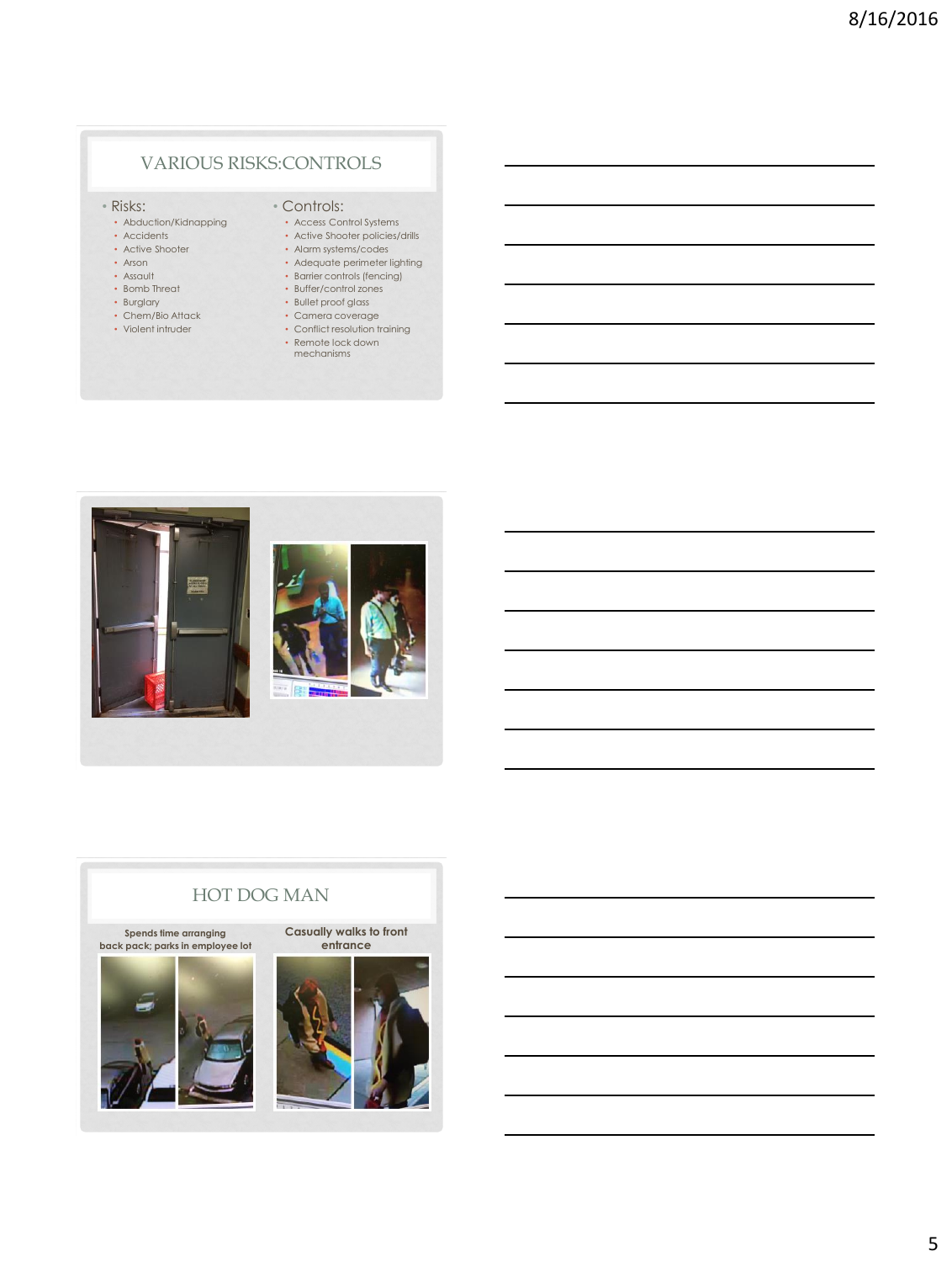## VARIOUS RISKS:CONTROLS

- Risks:
  - Abduction/Kidnapping
  - Accidents
  - Active Shooter
  - Arson
  - Assault
  - Bomb Threat
  - Burglary
  - Chem/Bio Attack
  - Violent intruder
- Controls:
  - Access Control Systems
  - Active Shooter policies/drills
  - Alarm systems/codes
  - Adequate perimeter lighting
  - Barrier controls (fencing)
  - Buffer/control zones
  - Bullet proof glass
  - Camera coverage
  - Conflict resolution training
  - Remote lock down mechanisms

## HOT DOG MAN

**Spends time arranging back pack; parks in employee lot**

**Casually walks to front entrance**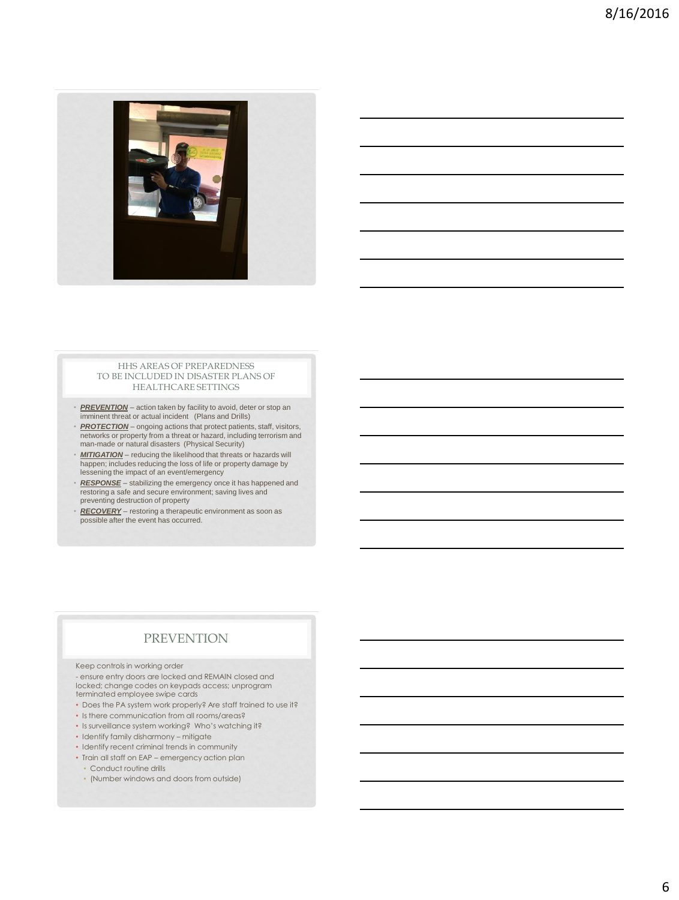## HHS AREAS OF PREPAREDNESS TO BE INCLUDED IN DISASTER PLANS OF HEALTHCARE SETTINGS

- ***PREVENTION*** – action taken by facility to avoid, deter or stop an imminent threat or actual incident (Plans and Drills)
- ***PROTECTION*** – ongoing actions that protect patients, staff, visitors, networks or property from a threat or hazard, including terrorism and man-made or natural disasters (Physical Security)
- ***MITIGATION*** – reducing the likelihood that threats or hazards will happen; includes reducing the loss of life or property damage by lessening the impact of an event/emergency
- ***RESPONSE*** – stabilizing the emergency once it has happened and restoring a safe and secure environment; saving lives and preventing destruction of property
- ***RECOVERY*** – restoring a therapeutic environment as soon as possible after the event has occurred.

## PREVENTION

Keep controls in working order

- ensure entry doors are locked and REMAIN closed and locked; change codes on keypads access; unprogram terminated employee swipe cards

- Does the PA system work properly? Are staff trained to use it?
- Is there communication from all rooms/areas?
- Is surveillance system working? Who's watching it?
- Identify family disharmony – mitigate
- Identify recent criminal trends in community
- Train all staff on EAP – emergency action plan
  - Conduct routine drills
  - (Number windows and doors from outside)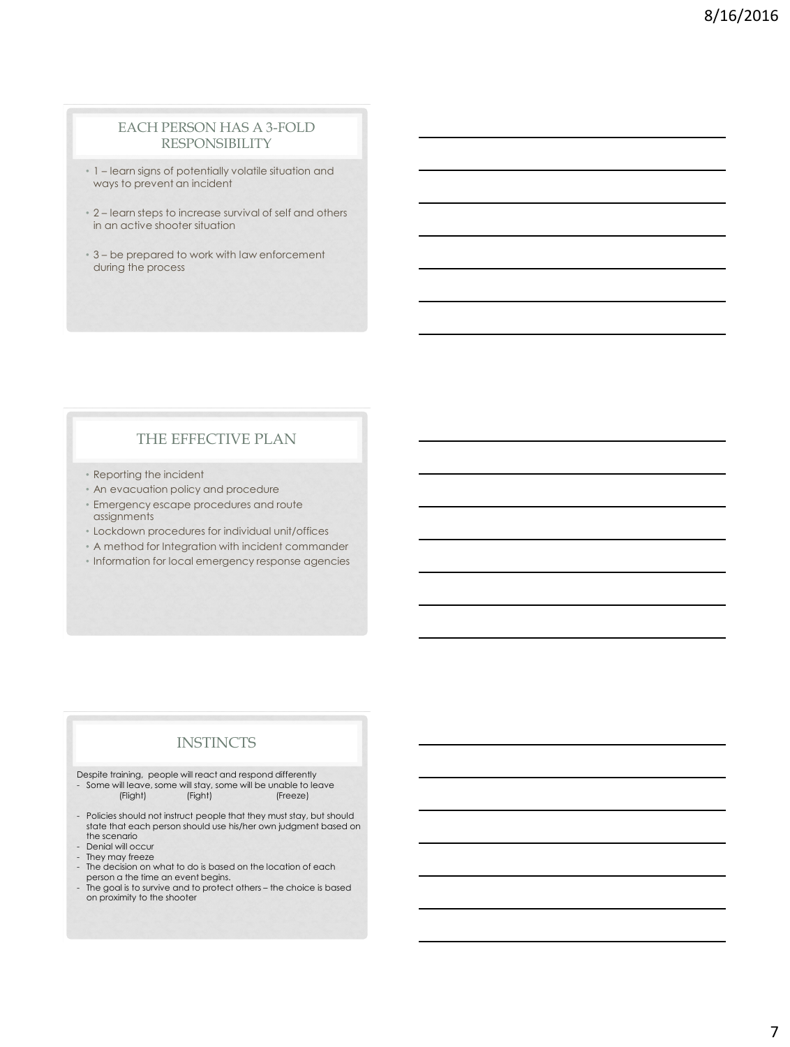## EACH PERSON HAS A 3-FOLD RESPONSIBILITY

- 1 – learn signs of potentially volatile situation and ways to prevent an incident
- 2 – learn steps to increase survival of self and others in an active shooter situation
- 3 – be prepared to work with law enforcement during the process

## THE EFFECTIVE PLAN

- Reporting the incident
- An evacuation policy and procedure
- Emergency escape procedures and route assignments
- Lockdown procedures for individual unit/offices
- A method for Integration with incident commander
- Information for local emergency response agencies

## INSTINCTS

Despite training, people will react and respond differently

- Some will leave, some will stay, some will be unable to leave
  (Flight) (Fight) (Freeze)

- Policies should not instruct people that they must stay, but should state that each person should use his/her own judgment based on the scenario
- Denial will occur
- They may freeze
- The decision on what to do is based on the location of each person a the time an event begins.
- The goal is to survive and to protect others – the choice is based on proximity to the shooter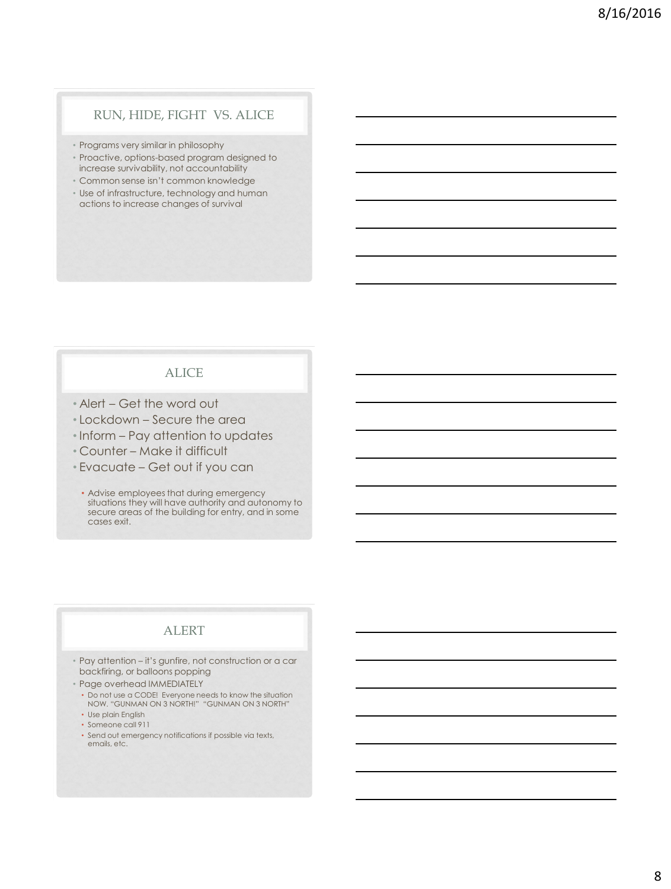## RUN, HIDE, FIGHT VS. ALICE

- Programs very similar in philosophy
- Proactive, options-based program designed to increase survivability, not accountability
- Common sense isn't common knowledge
- Use of infrastructure, technology and human actions to increase changes of survival

## ALICE

- Alert – Get the word out
- Lockdown – Secure the area
- Inform – Pay attention to updates
- Counter – Make it difficult
- Evacuate – Get out if you can
  - Advise employees that during emergency situations they will have authority and autonomy to secure areas of the building for entry, and in some cases exit.

## ALERT

- Pay attention – it's gunfire, not construction or a car backfiring, or balloons popping
- Page overhead IMMEDIATELY
  - Do not use a CODE! Everyone needs to know the situation NOW. "GUNMAN ON 3 NORTH!" "GUNMAN ON 3 NORTH"
  - Use plain English
  - Someone call 911
  - Send out emergency notifications if possible via texts, emails, etc.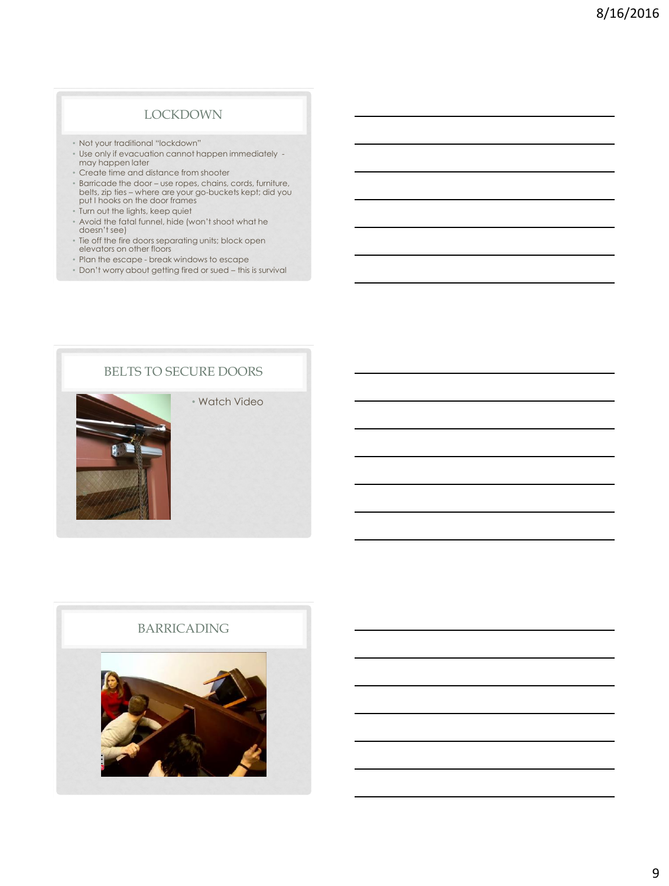## LOCKDOWN

- Not your traditional "lockdown"
- Use only if evacuation cannot happen immediately - may happen later
- Create time and distance from shooter
- Barricade the door – use ropes, chains, cords, furniture, belts, zip ties – where are your go-buckets kept; did you put I hooks on the door frames
- Turn out the lights, keep quiet
- Avoid the fatal funnel, hide (won't shoot what he doesn't see)
- Tie off the fire doors separating units; block open elevators on other floors
- Plan the escape - break windows to escape
- Don't worry about getting fired or sued – this is survival

## BELTS TO SECURE DOORS

- Watch Video

## BARRICADING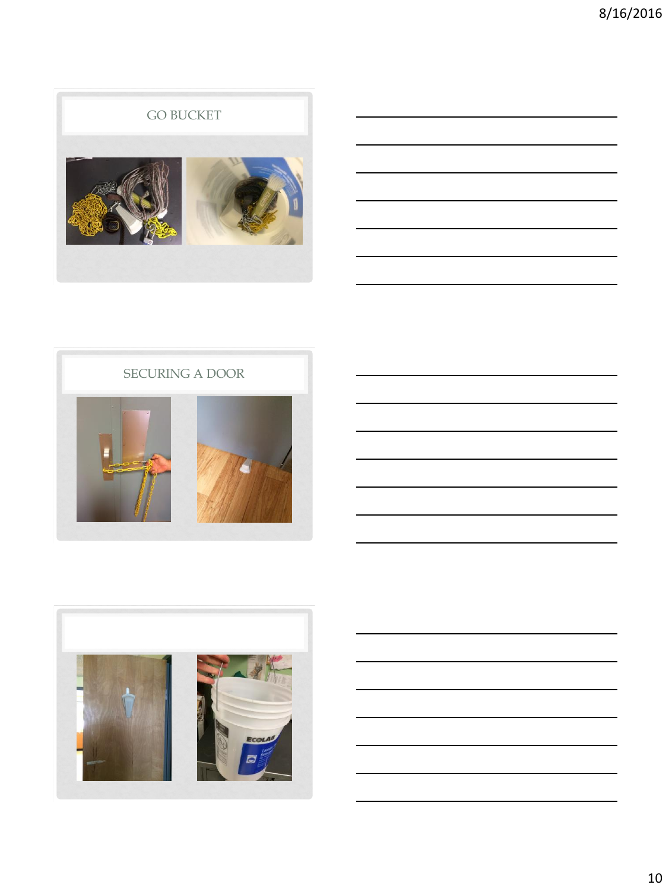## GO BUCKET

## SECURING A DOOR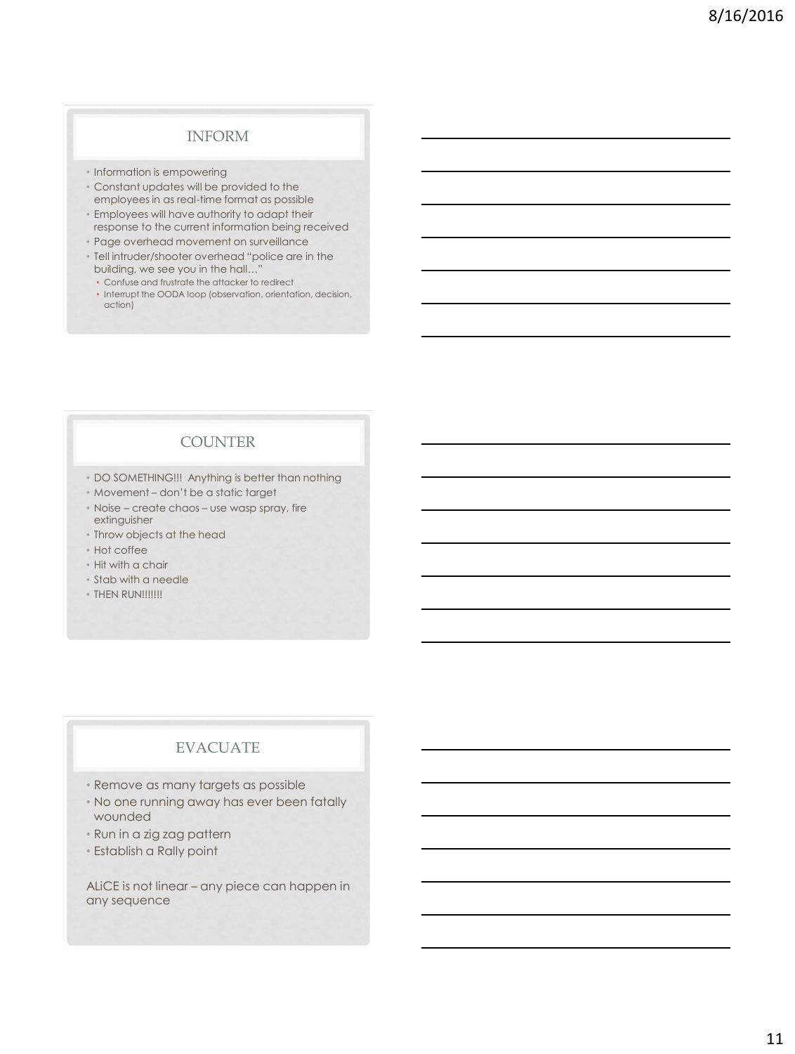## INFORM

- Information is empowering
- Constant updates will be provided to the employees in as real-time format as possible
- Employees will have authority to adapt their response to the current information being received
- Page overhead movement on surveillance
- Tell intruder/shooter overhead "police are in the building, we see you in the hall…"
  - Confuse and frustrate the attacker to redirect
  - Interrupt the OODA loop (observation, orientation, decision, action)

## COUNTER

- DO SOMETHING!!! Anything is better than nothing
- Movement – don't be a static target
- Noise – create chaos – use wasp spray, fire extinguisher
- Throw objects at the head
- Hot coffee
- Hit with a chair
- Stab with a needle
- THEN RUN!!!!!!!

## EVACUATE

- Remove as many targets as possible
- No one running away has ever been fatally wounded
- Run in a zig zag pattern
- Establish a Rally point

ALiCE is not linear – any piece can happen in any sequence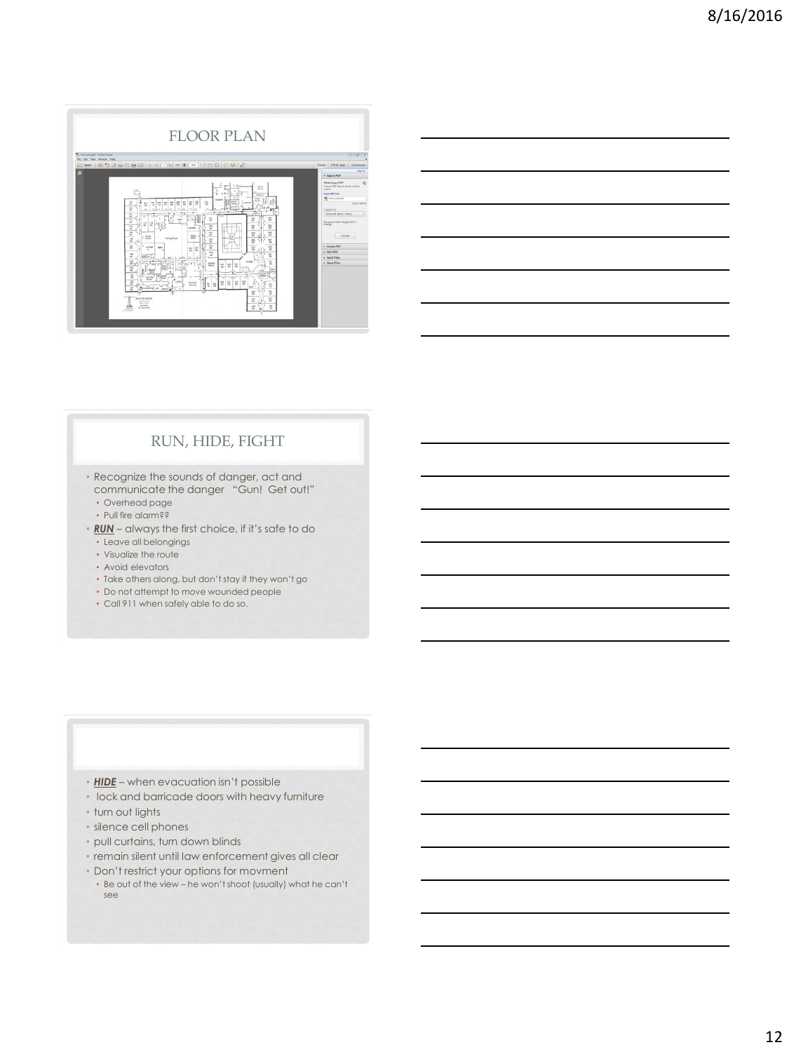## FLOOR PLAN

## RUN, HIDE, FIGHT

- Recognize the sounds of danger, act and communicate the danger "Gun! Get out!"
  - Overhead page
  - Pull fire alarm??
- ***RUN*** – always the first choice, if it's safe to do
  - Leave all belongings
  - Visualize the route
  - Avoid elevators
  - Take others along, but don't stay if they won't go
  - Do not attempt to move wounded people
  - Call 911 when safely able to do so.

---

- ***HIDE*** – when evacuation isn't possible
- lock and barricade doors with heavy furniture
- turn out lights
- silence cell phones
- pull curtains, turn down blinds
- remain silent until law enforcement gives all clear
- Don't restrict your options for movment
  - Be out of the view – he won't shoot (usually) what he can't see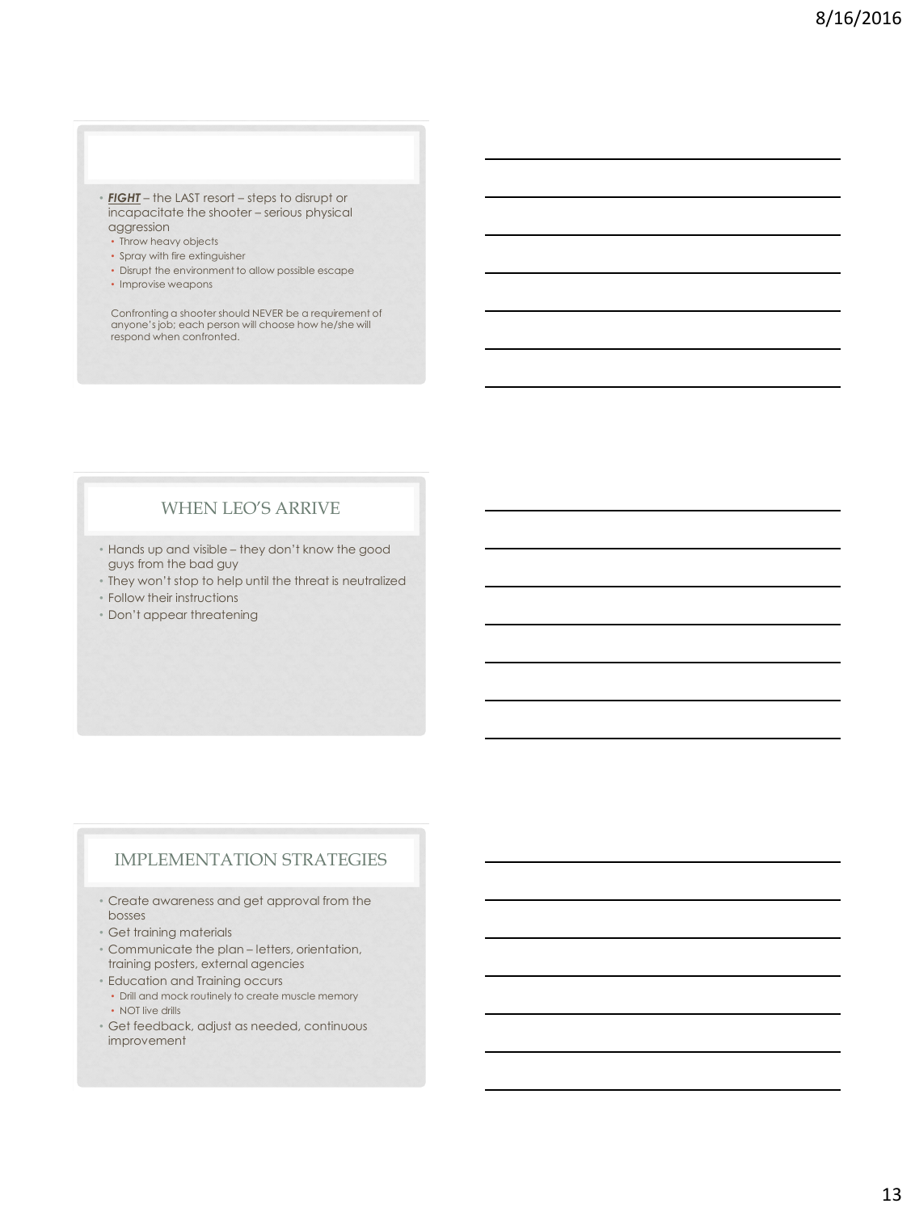- ***FIGHT*** – the LAST resort – steps to disrupt or incapacitate the shooter – serious physical aggression
  - Throw heavy objects
  - Spray with fire extinguisher
  - Disrupt the environment to allow possible escape
  - Improvise weapons

Confronting a shooter should NEVER be a requirement of anyone's job; each person will choose how he/she will respond when confronted.

## WHEN LEO'S ARRIVE

- Hands up and visible – they don't know the good guys from the bad guy
- They won't stop to help until the threat is neutralized
- Follow their instructions
- Don't appear threatening

## IMPLEMENTATION STRATEGIES

- Create awareness and get approval from the bosses
- Get training materials
- Communicate the plan – letters, orientation, training posters, external agencies
- Education and Training occurs
  - Drill and mock routinely to create muscle memory
  - NOT live drills
- Get feedback, adjust as needed, continuous improvement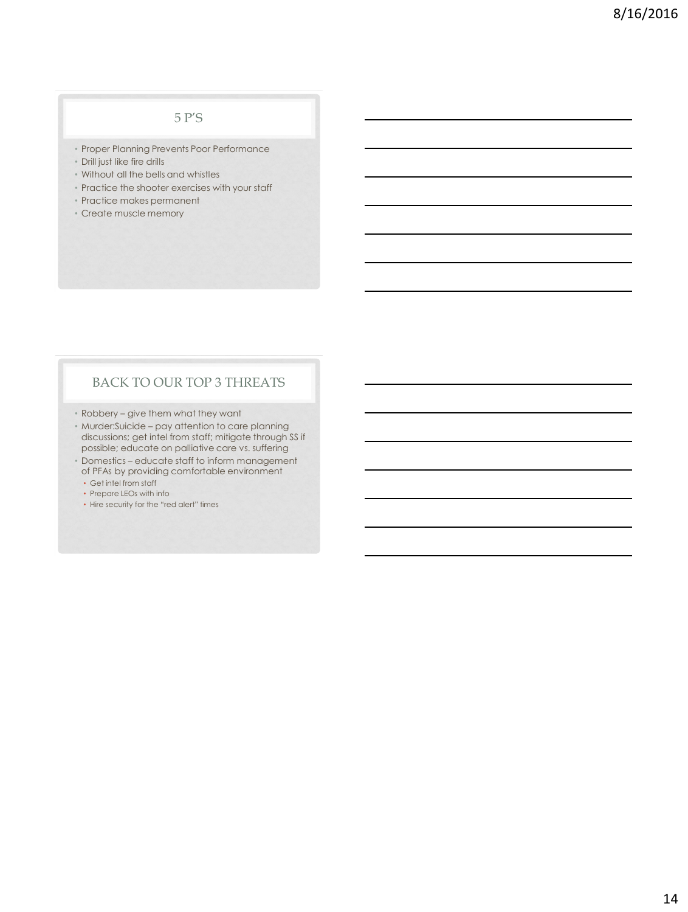## 5 P'S

- Proper Planning Prevents Poor Performance
- Drill just like fire drills
- Without all the bells and whistles
- Practice the shooter exercises with your staff
- Practice makes permanent
- Create muscle memory

## BACK TO OUR TOP 3 THREATS

- Robbery – give them what they want
- Murder:Suicide – pay attention to care planning discussions; get intel from staff; mitigate through SS if possible; educate on palliative care vs. suffering
- Domestics – educate staff to inform management of PFAs by providing comfortable environment
  - Get intel from staff
  - Prepare LEOs with info
  - Hire security for the "red alert" times